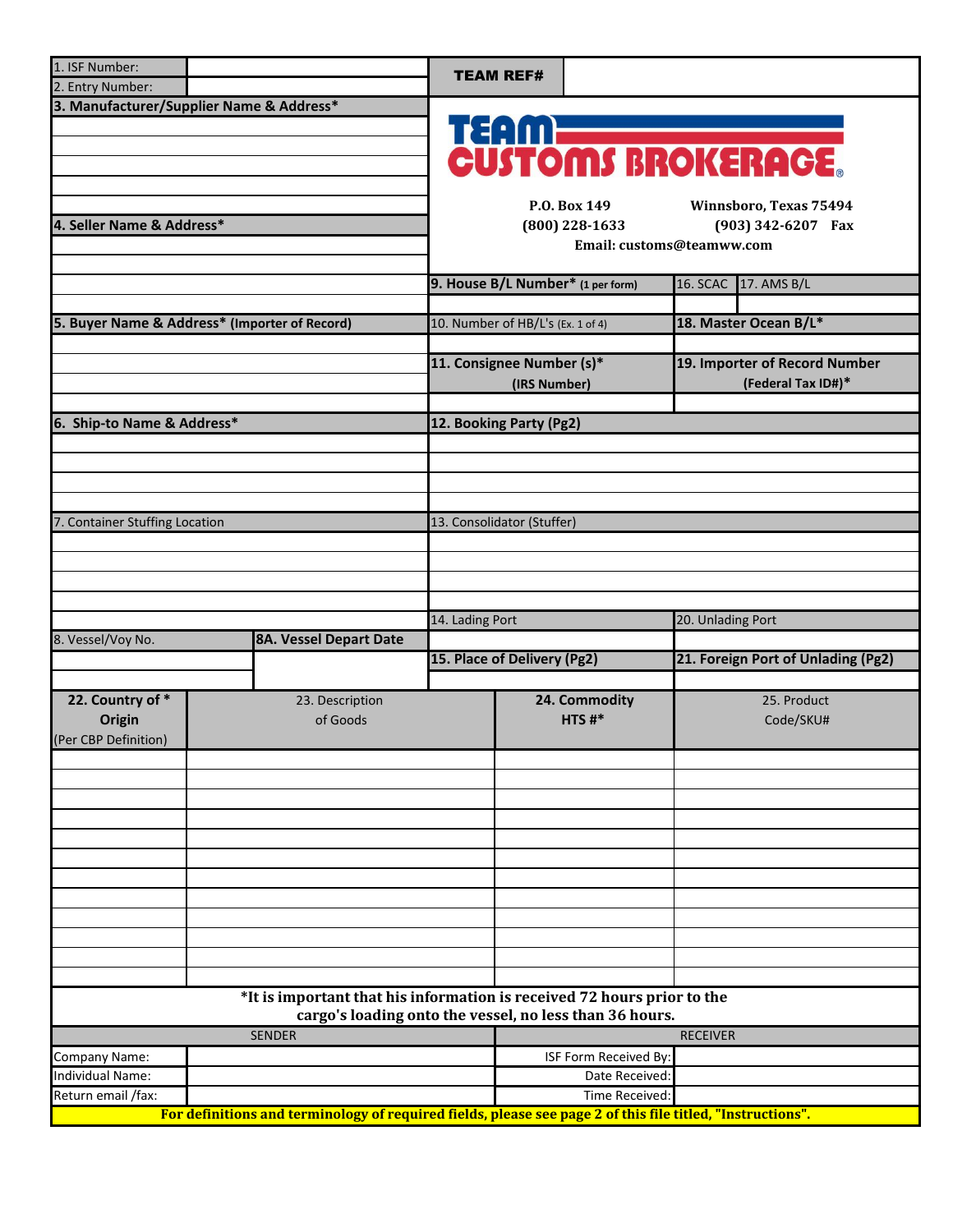| 1. ISF Number: | | TEAM REF# | |
|---|---|---|---|
| 2. Entry Number: | | | |

**3. Manufacturer/Supplier Name & Address***

**TEAM CUSTOMS BROKERAGE**

P.O. Box 149 Winnsboro, Texas 75494
(800) 228-1633 (903) 342-6207 Fax
Email: customs@teamww.com

**4. Seller Name & Address***

| **9. House B/L Number*** (1 per form) | 16. SCAC | 17. AMS B/L |
|---|---|---|
| | | |

**5. Buyer Name & Address* (Importer of Record)**

| 10. Number of HB/L's (Ex. 1 of 4) | **18. Master Ocean B/L*** |
|---|---|
| | |
| **11. Consignee Number (s)* (IRS Number)** | **19. Importer of Record Number (Federal Tax ID#)*** |
| | |

| **6. Ship-to Name & Address*** | **12. Booking Party (Pg2)** |
|---|---|
| | |

| 7. Container Stuffing Location | 13. Consolidator (Stuffer) |
|---|---|
| | |

| 14. Lading Port | 20. Unlading Port |
|---|---|
| | |
| **15. Place of Delivery (Pg2)** | **21. Foreign Port of Unlading (Pg2)** |
| | |

| 8. Vessel/Voy No. | **8A. Vessel Depart Date** |
|---|---|
| | |

| **22. Country of * Origin** (Per CBP Definition) | 23. Description of Goods | **24. Commodity HTS #*** | 25. Product Code/SKU# |
|---|---|---|---|
| | | | |
| | | | |
| | | | |
| | | | |
| | | | |
| | | | |
| | | | |
| | | | |
| | | | |
| | | | |
| | | | |
| | | | |

***It is important that his information is received 72 hours prior to the cargo's loading onto the vessel, no less than 36 hours.**

| SENDER | | RECEIVER | |
|---|---|---|---|
| Company Name: | | ISF Form Received By: | |
| Individual Name: | | Date Received: | |
| Return email /fax: | | Time Received: | |

**For definitions and terminology of required fields, please see page 2 of this file titled, "Instructions".**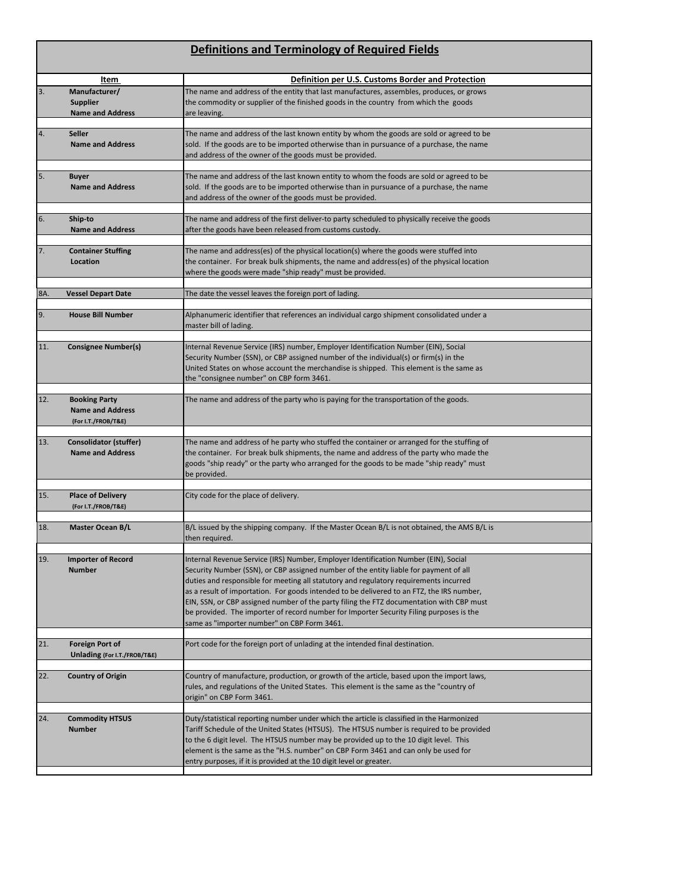# Definitions and Terminology of Required Fields

| Item | Definition per U.S. Customs Border and Protection |
|---|---|
| 3. **Manufacturer/ Supplier Name and Address** | The name and address of the entity that last manufactures, assembles, produces, or grows the commodity or supplier of the finished goods in the country from which the goods are leaving. |
| 4. **Seller Name and Address** | The name and address of the last known entity by whom the goods are sold or agreed to be sold. If the goods are to be imported otherwise than in pursuance of a purchase, the name and address of the owner of the goods must be provided. |
| 5. **Buyer Name and Address** | The name and address of the last known entity to whom the foods are sold or agreed to be sold. If the goods are to be imported otherwise than in pursuance of a purchase, the name and address of the owner of the goods must be provided. |
| 6. **Ship-to Name and Address** | The name and address of the first deliver-to party scheduled to physically receive the goods after the goods have been released from customs custody. |
| 7. **Container Stuffing Location** | The name and address(es) of the physical location(s) where the goods were stuffed into the container. For break bulk shipments, the name and address(es) of the physical location where the goods were made "ship ready" must be provided. |
| 8A. **Vessel Depart Date** | The date the vessel leaves the foreign port of lading. |
| 9. **House Bill Number** | Alphanumeric identifier that references an individual cargo shipment consolidated under a master bill of lading. |
| 11. **Consignee Number(s)** | Internal Revenue Service (IRS) number, Employer Identification Number (EIN), Social Security Number (SSN), or CBP assigned number of the individual(s) or firm(s) in the United States on whose account the merchandise is shipped. This element is the same as the "consignee number" on CBP form 3461. |
| 12. **Booking Party Name and Address (For I.T./FROB/T&E)** | The name and address of the party who is paying for the transportation of the goods. |
| 13. **Consolidator (stuffer) Name and Address** | The name and address of he party who stuffed the container or arranged for the stuffing of the container. For break bulk shipments, the name and address of the party who made the goods "ship ready" or the party who arranged for the goods to be made "ship ready" must be provided. |
| 15. **Place of Delivery (For I.T./FROB/T&E)** | City code for the place of delivery. |
| 18. **Master Ocean B/L** | B/L issued by the shipping company. If the Master Ocean B/L is not obtained, the AMS B/L is then required. |
| 19. **Importer of Record Number** | Internal Revenue Service (IRS) Number, Employer Identification Number (EIN), Social Security Number (SSN), or CBP assigned number of the entity liable for payment of all duties and responsible for meeting all statutory and regulatory requirements incurred as a result of importation. For goods intended to be delivered to an FTZ, the IRS number, EIN, SSN, or CBP assigned number of the party filing the FTZ documentation with CBP must be provided. The importer of record number for Importer Security Filing purposes is the same as "importer number" on CBP Form 3461. |
| 21. **Foreign Port of Unlading (For I.T./FROB/T&E)** | Port code for the foreign port of unlading at the intended final destination. |
| 22. **Country of Origin** | Country of manufacture, production, or growth of the article, based upon the import laws, rules, and regulations of the United States. This element is the same as the "country of origin" on CBP Form 3461. |
| 24. **Commodity HTSUS Number** | Duty/statistical reporting number under which the article is classified in the Harmonized Tariff Schedule of the United States (HTSUS). The HTSUS number is required to be provided to the 6 digit level. The HTSUS number may be provided up to the 10 digit level. This element is the same as the "H.S. number" on CBP Form 3461 and can only be used for entry purposes, if it is provided at the 10 digit level or greater. |